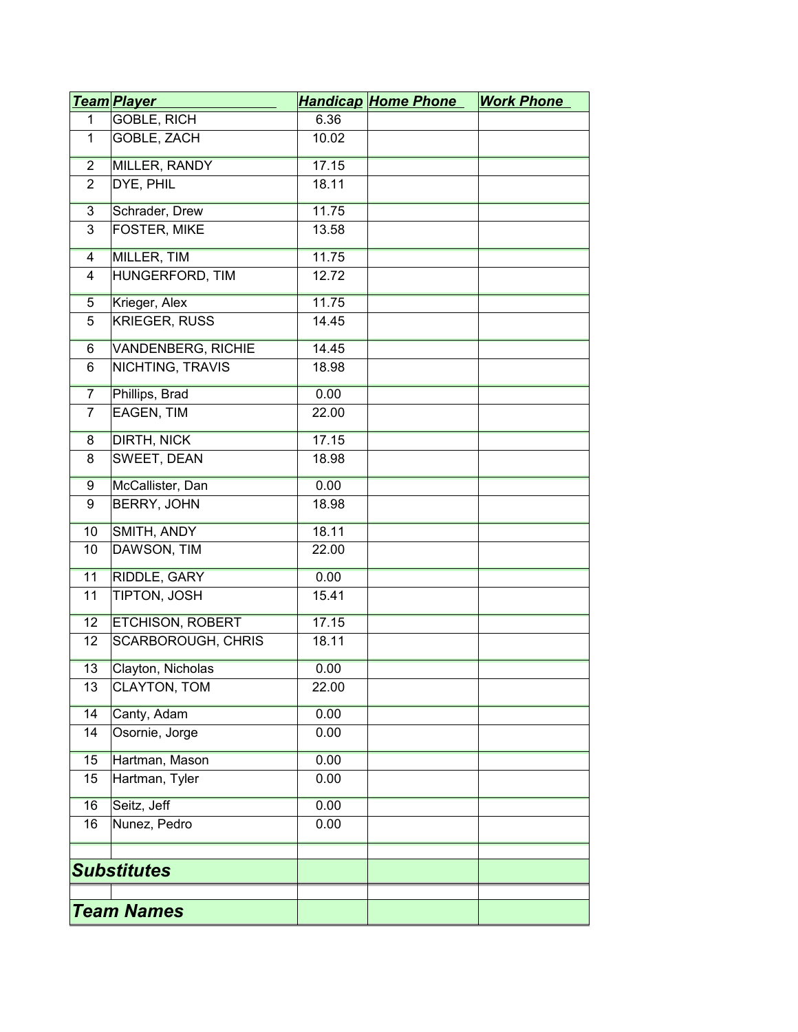| Team | Player | Handicap | Home Phone | Work Phone |
|---|---|---|---|---|
| 1 | GOBLE, RICH | 6.36 | | |
| 1 | GOBLE, ZACH | 10.02 | | |
| 2 | MILLER, RANDY | 17.15 | | |
| 2 | DYE, PHIL | 18.11 | | |
| 3 | Schrader, Drew | 11.75 | | |
| 3 | FOSTER, MIKE | 13.58 | | |
| 4 | MILLER, TIM | 11.75 | | |
| 4 | HUNGERFORD, TIM | 12.72 | | |
| 5 | Krieger, Alex | 11.75 | | |
| 5 | KRIEGER, RUSS | 14.45 | | |
| 6 | VANDENBERG, RICHIE | 14.45 | | |
| 6 | NICHTING, TRAVIS | 18.98 | | |
| 7 | Phillips, Brad | 0.00 | | |
| 7 | EAGEN, TIM | 22.00 | | |
| 8 | DIRTH, NICK | 17.15 | | |
| 8 | SWEET, DEAN | 18.98 | | |
| 9 | McCallister, Dan | 0.00 | | |
| 9 | BERRY, JOHN | 18.98 | | |
| 10 | SMITH, ANDY | 18.11 | | |
| 10 | DAWSON, TIM | 22.00 | | |
| 11 | RIDDLE, GARY | 0.00 | | |
| 11 | TIPTON, JOSH | 15.41 | | |
| 12 | ETCHISON, ROBERT | 17.15 | | |
| 12 | SCARBOROUGH, CHRIS | 18.11 | | |
| 13 | Clayton, Nicholas | 0.00 | | |
| 13 | CLAYTON, TOM | 22.00 | | |
| 14 | Canty, Adam | 0.00 | | |
| 14 | Osornie, Jorge | 0.00 | | |
| 15 | Hartman, Mason | 0.00 | | |
| 15 | Hartman, Tyler | 0.00 | | |
| 16 | Seitz, Jeff | 0.00 | | |
| 16 | Nunez, Pedro | 0.00 | | |
| | | | | |
| ***Substitutes*** | | | | |
| | | | | |
| ***Team Names*** | | | | |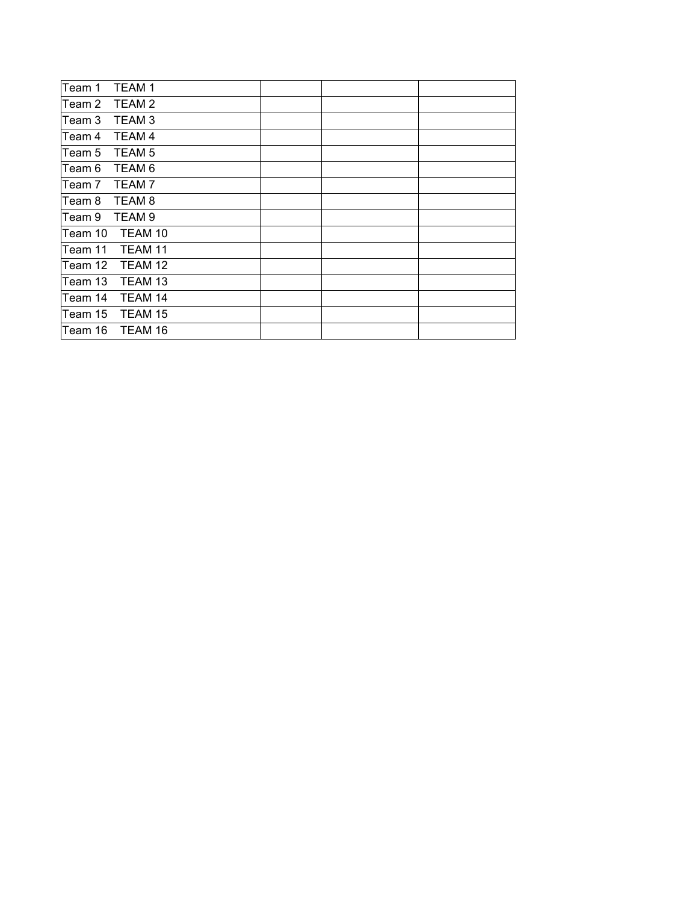| | | | |
|---|---|---|---|
| Team 1 TEAM 1 | | | |
| Team 2 TEAM 2 | | | |
| Team 3 TEAM 3 | | | |
| Team 4 TEAM 4 | | | |
| Team 5 TEAM 5 | | | |
| Team 6 TEAM 6 | | | |
| Team 7 TEAM 7 | | | |
| Team 8 TEAM 8 | | | |
| Team 9 TEAM 9 | | | |
| Team 10 TEAM 10 | | | |
| Team 11 TEAM 11 | | | |
| Team 12 TEAM 12 | | | |
| Team 13 TEAM 13 | | | |
| Team 14 TEAM 14 | | | |
| Team 15 TEAM 15 | | | |
| Team 16 TEAM 16 | | | |